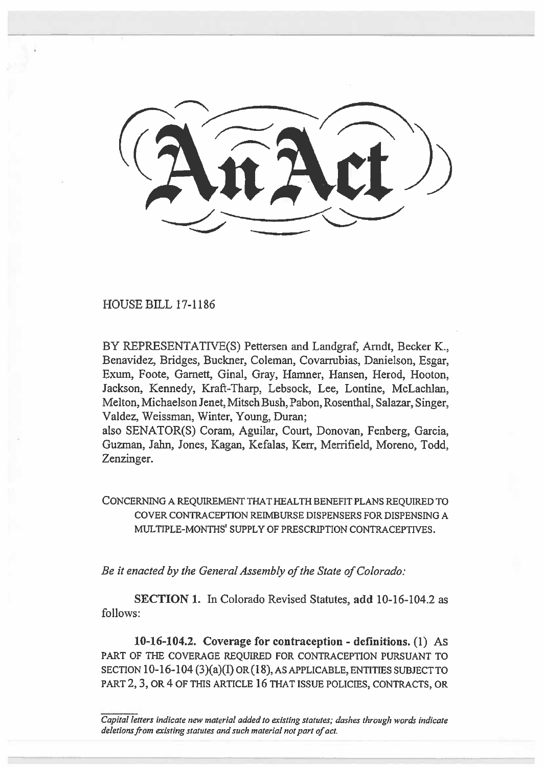# An Act

HOUSE BILL 17-1186

BY REPRESENTATIVE(S) Pettersen and Landgraf, Arndt, Becker K., Benavidez, Bridges, Buckner, Coleman, Covarrubias, Danielson, Esgar, Exum, Foote, Garnett, Ginal, Gray, Hamner, Hansen, Herod, Hooton, Jackson, Kennedy, Kraft-Tharp, Lebsock, Lee, Lontine, McLachlan, Melton, Michaelson Jenet, Mitsch Bush, Pabon, Rosenthal, Salazar, Singer, Valdez, Weissman, Winter, Young, Duran;
also SENATOR(S) Coram, Aguilar, Court, Donovan, Fenberg, Garcia, Guzman, Jahn, Jones, Kagan, Kefalas, Kerr, Merrifield, Moreno, Todd, Zenzinger.

CONCERNING A REQUIREMENT THAT HEALTH BENEFIT PLANS REQUIRED TO COVER CONTRACEPTION REIMBURSE DISPENSERS FOR DISPENSING A MULTIPLE-MONTHS' SUPPLY OF PRESCRIPTION CONTRACEPTIVES.

*Be it enacted by the General Assembly of the State of Colorado:*

**SECTION 1.** In Colorado Revised Statutes, **add** 10-16-104.2 as follows:

**10-16-104.2. Coverage for contraception - definitions.** (1) AS PART OF THE COVERAGE REQUIRED FOR CONTRACEPTION PURSUANT TO SECTION 10-16-104 (3)(a)(I) OR (18), AS APPLICABLE, ENTITIES SUBJECT TO PART 2, 3, OR 4 OF THIS ARTICLE 16 THAT ISSUE POLICIES, CONTRACTS, OR

*Capital letters indicate new material added to existing statutes; dashes through words indicate deletions from existing statutes and such material not part of act.*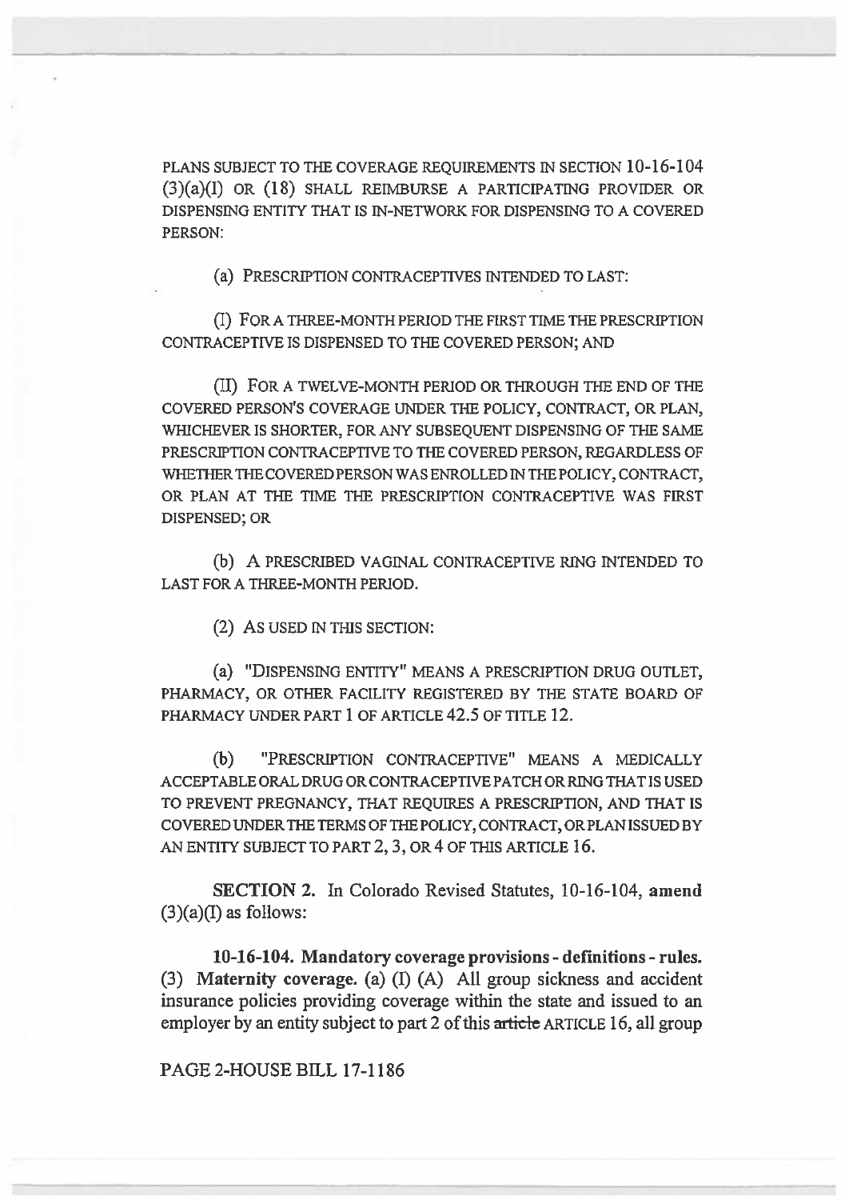PLANS SUBJECT TO THE COVERAGE REQUIREMENTS IN SECTION 10-16-104 (3)(a)(I) OR (18) SHALL REIMBURSE A PARTICIPATING PROVIDER OR DISPENSING ENTITY THAT IS IN-NETWORK FOR DISPENSING TO A COVERED PERSON:

(a) PRESCRIPTION CONTRACEPTIVES INTENDED TO LAST:

(I) FOR A THREE-MONTH PERIOD THE FIRST TIME THE PRESCRIPTION CONTRACEPTIVE IS DISPENSED TO THE COVERED PERSON; AND

(II) FOR A TWELVE-MONTH PERIOD OR THROUGH THE END OF THE COVERED PERSON'S COVERAGE UNDER THE POLICY, CONTRACT, OR PLAN, WHICHEVER IS SHORTER, FOR ANY SUBSEQUENT DISPENSING OF THE SAME PRESCRIPTION CONTRACEPTIVE TO THE COVERED PERSON, REGARDLESS OF WHETHER THE COVERED PERSON WAS ENROLLED IN THE POLICY, CONTRACT, OR PLAN AT THE TIME THE PRESCRIPTION CONTRACEPTIVE WAS FIRST DISPENSED; OR

(b) A PRESCRIBED VAGINAL CONTRACEPTIVE RING INTENDED TO LAST FOR A THREE-MONTH PERIOD.

(2) AS USED IN THIS SECTION:

(a) "DISPENSING ENTITY" MEANS A PRESCRIPTION DRUG OUTLET, PHARMACY, OR OTHER FACILITY REGISTERED BY THE STATE BOARD OF PHARMACY UNDER PART 1 OF ARTICLE 42.5 OF TITLE 12.

(b) "PRESCRIPTION CONTRACEPTIVE" MEANS A MEDICALLY ACCEPTABLE ORAL DRUG OR CONTRACEPTIVE PATCH OR RING THAT IS USED TO PREVENT PREGNANCY, THAT REQUIRES A PRESCRIPTION, AND THAT IS COVERED UNDER THE TERMS OF THE POLICY, CONTRACT, OR PLAN ISSUED BY AN ENTITY SUBJECT TO PART 2, 3, OR 4 OF THIS ARTICLE 16.

**SECTION 2.** In Colorado Revised Statutes, 10-16-104, **amend** (3)(a)(I) as follows:

**10-16-104. Mandatory coverage provisions - definitions - rules.** (3) **Maternity coverage.** (a) (I) (A) All group sickness and accident insurance policies providing coverage within the state and issued to an employer by an entity subject to part 2 of this ~~article~~ ARTICLE 16, all group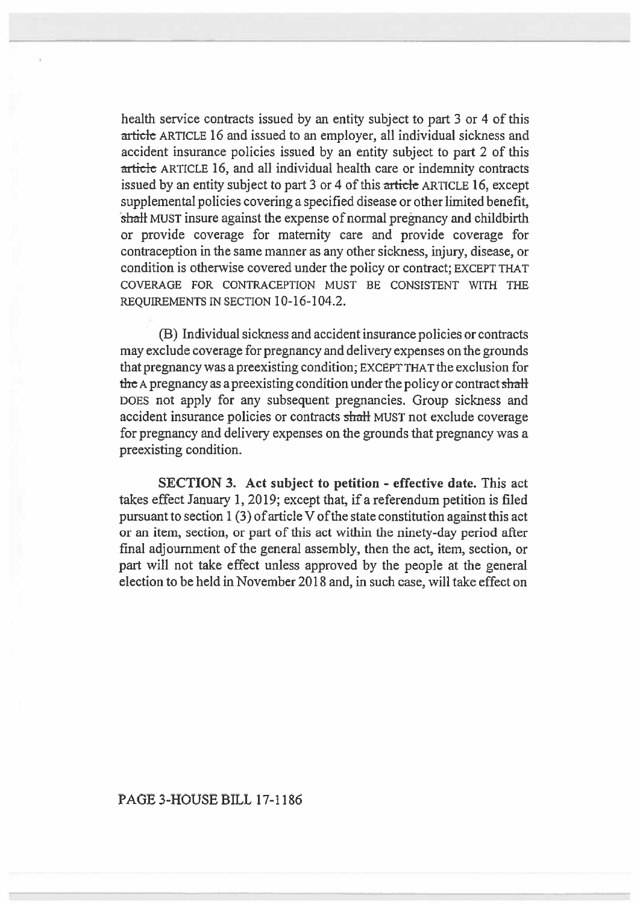health service contracts issued by an entity subject to part 3 or 4 of this ~~article~~ ARTICLE 16 and issued to an employer, all individual sickness and accident insurance policies issued by an entity subject to part 2 of this ~~article~~ ARTICLE 16, and all individual health care or indemnity contracts issued by an entity subject to part 3 or 4 of this ~~article~~ ARTICLE 16, except supplemental policies covering a specified disease or other limited benefit, ~~shall~~ MUST insure against the expense of normal pregnancy and childbirth or provide coverage for maternity care and provide coverage for contraception in the same manner as any other sickness, injury, disease, or condition is otherwise covered under the policy or contract; EXCEPT THAT COVERAGE FOR CONTRACEPTION MUST BE CONSISTENT WITH THE REQUIREMENTS IN SECTION 10-16-104.2.

(B) Individual sickness and accident insurance policies or contracts may exclude coverage for pregnancy and delivery expenses on the grounds that pregnancy was a preexisting condition; EXCEPT THAT the exclusion for ~~the~~ A pregnancy as a preexisting condition under the policy or contract ~~shall~~ DOES not apply for any subsequent pregnancies. Group sickness and accident insurance policies or contracts ~~shall~~ MUST not exclude coverage for pregnancy and delivery expenses on the grounds that pregnancy was a preexisting condition.

**SECTION 3. Act subject to petition - effective date.** This act takes effect January 1, 2019; except that, if a referendum petition is filed pursuant to section 1 (3) of article V of the state constitution against this act or an item, section, or part of this act within the ninety-day period after final adjournment of the general assembly, then the act, item, section, or part will not take effect unless approved by the people at the general election to be held in November 2018 and, in such case, will take effect on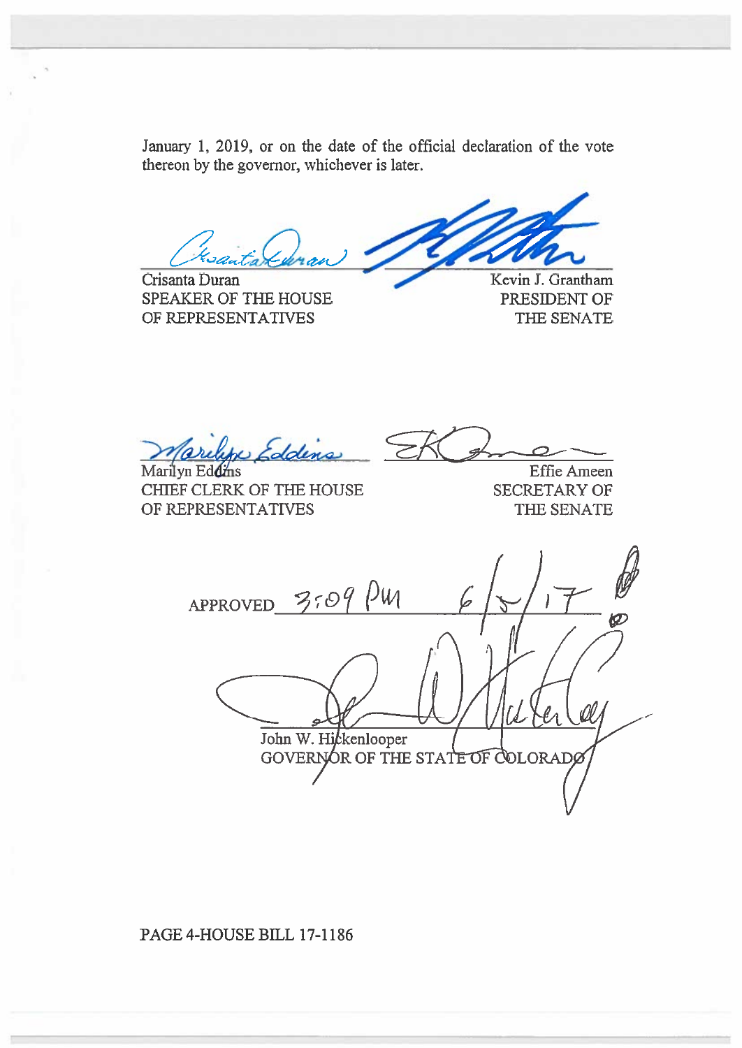January 1, 2019, or on the date of the official declaration of the vote thereon by the governor, whichever is later.

Crisanta Duran
SPEAKER OF THE HOUSE
OF REPRESENTATIVES

Kevin J. Grantham
PRESIDENT OF
THE SENATE

Marilyn Eddins
CHIEF CLERK OF THE HOUSE
OF REPRESENTATIVES

Effie Ameen
SECRETARY OF
THE SENATE

APPROVED 3:09 PM 6/5/17

John W. Hickenlooper
GOVERNOR OF THE STATE OF COLORADO

PAGE 4-HOUSE BILL 17-1186